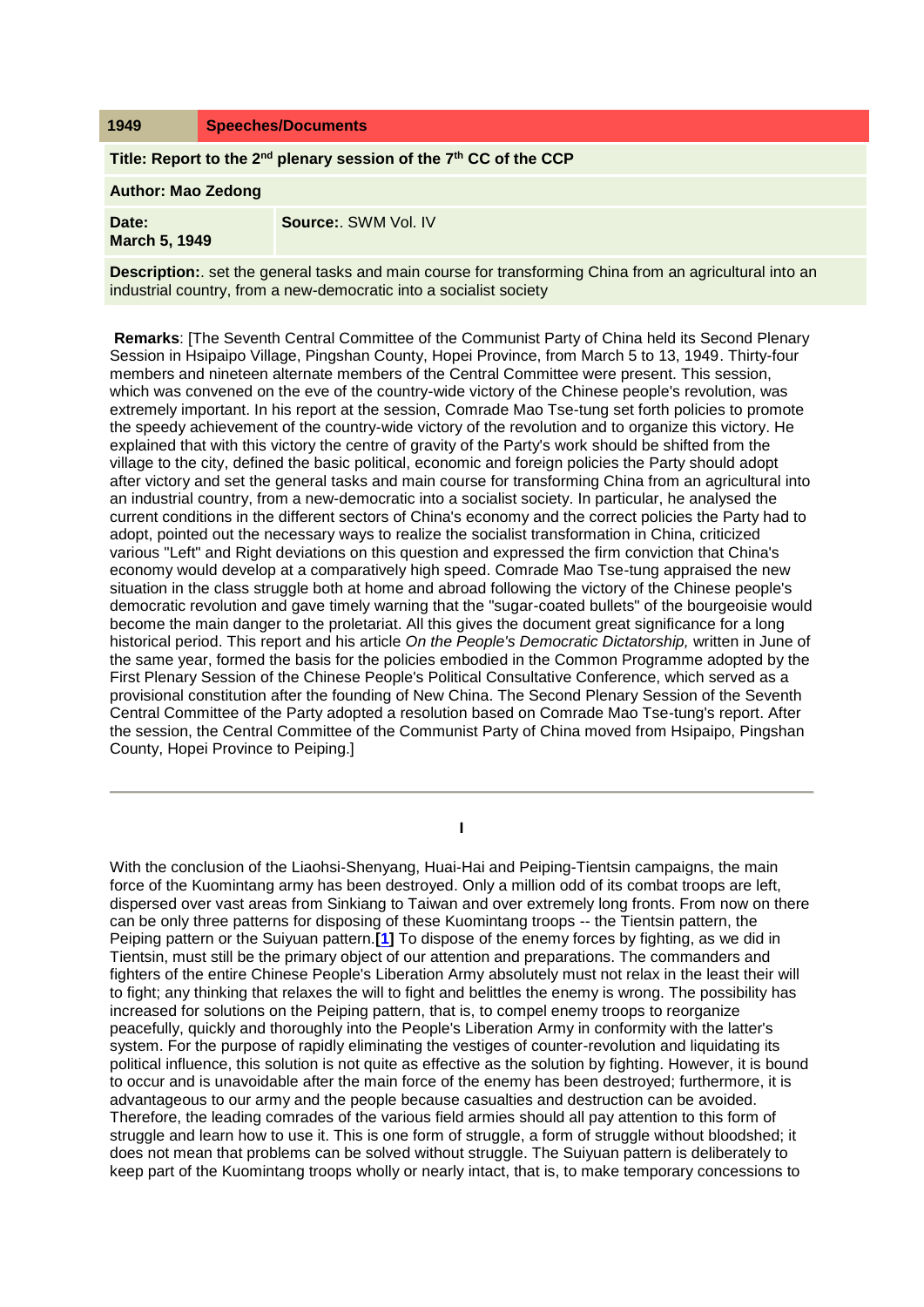| | |
|---|---|
| **1949** | **Speeches/Documents** |

**Title: Report to the 2nd plenary session of the 7th CC of the CCP**

**Author: Mao Zedong**

| | |
|---|---|
| **Date: March 5, 1949** | **Source:**. SWM Vol. IV |

**Description:**. set the general tasks and main course for transforming China from an agricultural into an industrial country, from a new-democratic into a socialist society

**Remarks**: [The Seventh Central Committee of the Communist Party of China held its Second Plenary Session in Hsipaipo Village, Pingshan County, Hopei Province, from March 5 to 13, 1949. Thirty-four members and nineteen alternate members of the Central Committee were present. This session, which was convened on the eve of the country-wide victory of the Chinese people's revolution, was extremely important. In his report at the session, Comrade Mao Tse-tung set forth policies to promote the speedy achievement of the country-wide victory of the revolution and to organize this victory. He explained that with this victory the centre of gravity of the Party's work should be shifted from the village to the city, defined the basic political, economic and foreign policies the Party should adopt after victory and set the general tasks and main course for transforming China from an agricultural into an industrial country, from a new-democratic into a socialist society. In particular, he analysed the current conditions in the different sectors of China's economy and the correct policies the Party had to adopt, pointed out the necessary ways to realize the socialist transformation in China, criticized various "Left" and Right deviations on this question and expressed the firm conviction that China's economy would develop at a comparatively high speed. Comrade Mao Tse-tung appraised the new situation in the class struggle both at home and abroad following the victory of the Chinese people's democratic revolution and gave timely warning that the "sugar-coated bullets" of the bourgeoisie would become the main danger to the proletariat. All this gives the document great significance for a long historical period. This report and his article *On the People's Democratic Dictatorship,* written in June of the same year, formed the basis for the policies embodied in the Common Programme adopted by the First Plenary Session of the Chinese People's Political Consultative Conference, which served as a provisional constitution after the founding of New China. The Second Plenary Session of the Seventh Central Committee of the Party adopted a resolution based on Comrade Mao Tse-tung's report. After the session, the Central Committee of the Communist Party of China moved from Hsipaipo, Pingshan County, Hopei Province to Peiping.]

---

## I

With the conclusion of the Liaohsi-Shenyang, Huai-Hai and Peiping-Tientsin campaigns, the main force of the Kuomintang army has been destroyed. Only a million odd of its combat troops are left, dispersed over vast areas from Sinkiang to Taiwan and over extremely long fronts. From now on there can be only three patterns for disposing of these Kuomintang troops -- the Tientsin pattern, the Peiping pattern or the Suiyuan pattern.**[1]** To dispose of the enemy forces by fighting, as we did in Tientsin, must still be the primary object of our attention and preparations. The commanders and fighters of the entire Chinese People's Liberation Army absolutely must not relax in the least their will to fight; any thinking that relaxes the will to fight and belittles the enemy is wrong. The possibility has increased for solutions on the Peiping pattern, that is, to compel enemy troops to reorganize peacefully, quickly and thoroughly into the People's Liberation Army in conformity with the latter's system. For the purpose of rapidly eliminating the vestiges of counter-revolution and liquidating its political influence, this solution is not quite as effective as the solution by fighting. However, it is bound to occur and is unavoidable after the main force of the enemy has been destroyed; furthermore, it is advantageous to our army and the people because casualties and destruction can be avoided. Therefore, the leading comrades of the various field armies should all pay attention to this form of struggle and learn how to use it. This is one form of struggle, a form of struggle without bloodshed; it does not mean that problems can be solved without struggle. The Suiyuan pattern is deliberately to keep part of the Kuomintang troops wholly or nearly intact, that is, to make temporary concessions to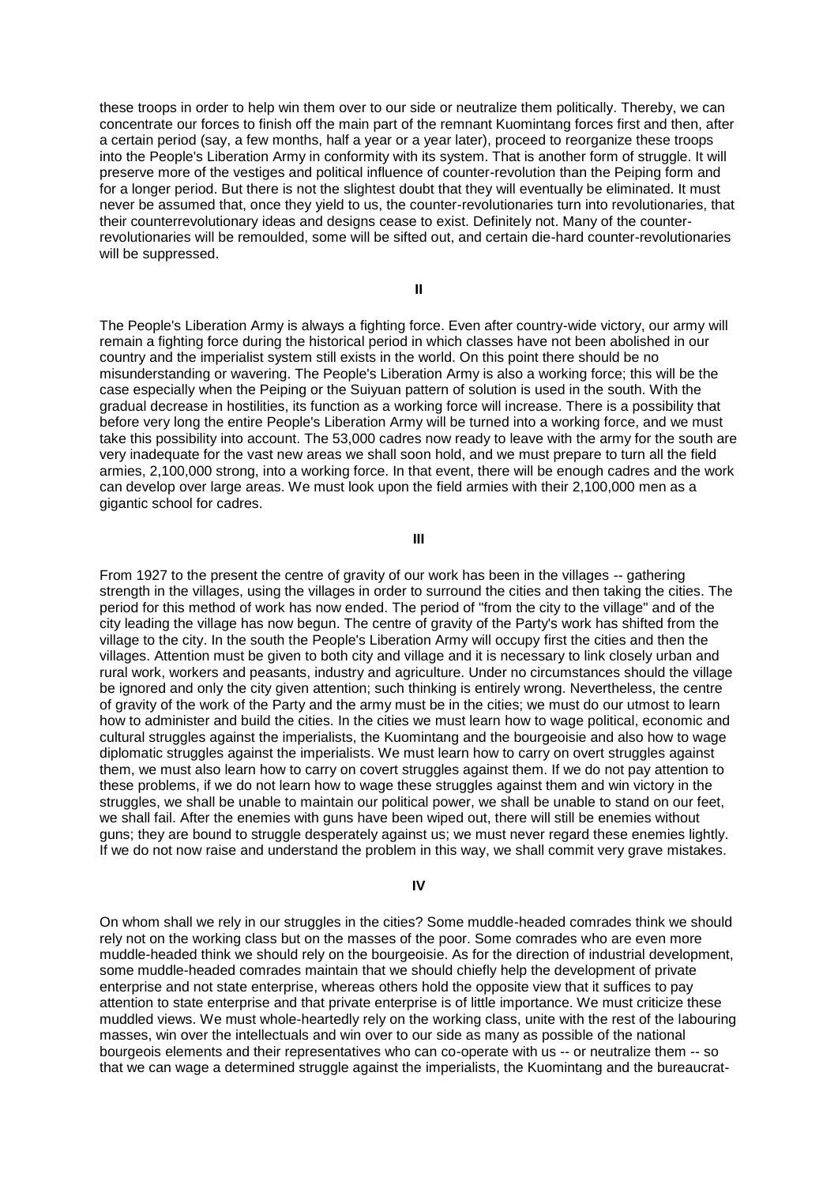these troops in order to help win them over to our side or neutralize them politically. Thereby, we can concentrate our forces to finish off the main part of the remnant Kuomintang forces first and then, after a certain period (say, a few months, half a year or a year later), proceed to reorganize these troops into the People's Liberation Army in conformity with its system. That is another form of struggle. It will preserve more of the vestiges and political influence of counter-revolution than the Peiping form and for a longer period. But there is not the slightest doubt that they will eventually be eliminated. It must never be assumed that, once they yield to us, the counter-revolutionaries turn into revolutionaries, that their counterrevolutionary ideas and designs cease to exist. Definitely not. Many of the counter-revolutionaries will be remoulded, some will be sifted out, and certain die-hard counter-revolutionaries will be suppressed.

## II

The People's Liberation Army is always a fighting force. Even after country-wide victory, our army will remain a fighting force during the historical period in which classes have not been abolished in our country and the imperialist system still exists in the world. On this point there should be no misunderstanding or wavering. The People's Liberation Army is also a working force; this will be the case especially when the Peiping or the Suiyuan pattern of solution is used in the south. With the gradual decrease in hostilities, its function as a working force will increase. There is a possibility that before very long the entire People's Liberation Army will be turned into a working force, and we must take this possibility into account. The 53,000 cadres now ready to leave with the army for the south are very inadequate for the vast new areas we shall soon hold, and we must prepare to turn all the field armies, 2,100,000 strong, into a working force. In that event, there will be enough cadres and the work can develop over large areas. We must look upon the field armies with their 2,100,000 men as a gigantic school for cadres.

## III

From 1927 to the present the centre of gravity of our work has been in the villages -- gathering strength in the villages, using the villages in order to surround the cities and then taking the cities. The period for this method of work has now ended. The period of "from the city to the village" and of the city leading the village has now begun. The centre of gravity of the Party's work has shifted from the village to the city. In the south the People's Liberation Army will occupy first the cities and then the villages. Attention must be given to both city and village and it is necessary to link closely urban and rural work, workers and peasants, industry and agriculture. Under no circumstances should the village be ignored and only the city given attention; such thinking is entirely wrong. Nevertheless, the centre of gravity of the work of the Party and the army must be in the cities; we must do our utmost to learn how to administer and build the cities. In the cities we must learn how to wage political, economic and cultural struggles against the imperialists, the Kuomintang and the bourgeoisie and also how to wage diplomatic struggles against the imperialists. We must learn how to carry on overt struggles against them, we must also learn how to carry on covert struggles against them. If we do not pay attention to these problems, if we do not learn how to wage these struggles against them and win victory in the struggles, we shall be unable to maintain our political power, we shall be unable to stand on our feet, we shall fail. After the enemies with guns have been wiped out, there will still be enemies without guns; they are bound to struggle desperately against us; we must never regard these enemies lightly. If we do not now raise and understand the problem in this way, we shall commit very grave mistakes.

## IV

On whom shall we rely in our struggles in the cities? Some muddle-headed comrades think we should rely not on the working class but on the masses of the poor. Some comrades who are even more muddle-headed think we should rely on the bourgeoisie. As for the direction of industrial development, some muddle-headed comrades maintain that we should chiefly help the development of private enterprise and not state enterprise, whereas others hold the opposite view that it suffices to pay attention to state enterprise and that private enterprise is of little importance. We must criticize these muddled views. We must whole-heartedly rely on the working class, unite with the rest of the labouring masses, win over the intellectuals and win over to our side as many as possible of the national bourgeois elements and their representatives who can co-operate with us -- or neutralize them -- so that we can wage a determined struggle against the imperialists, the Kuomintang and the bureaucrat-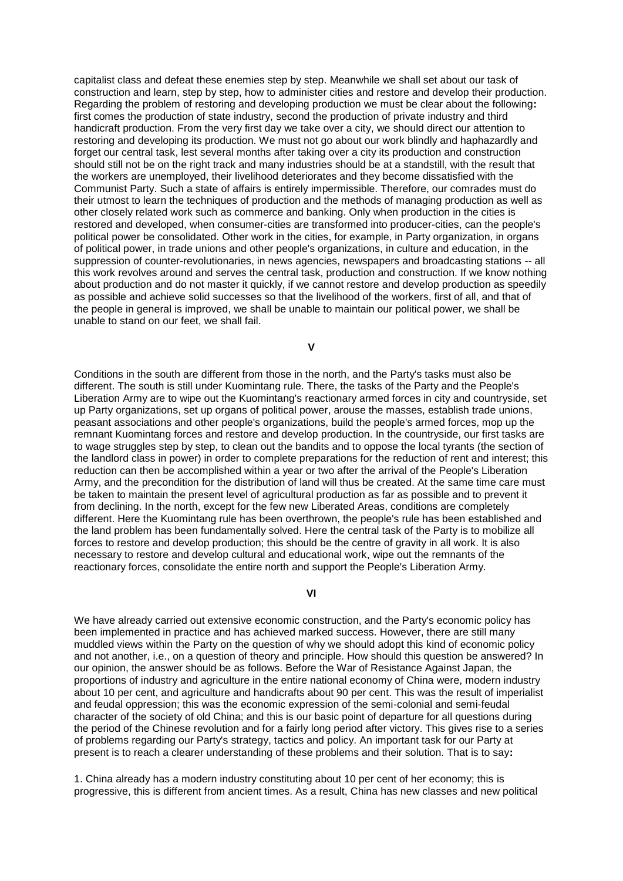capitalist class and defeat these enemies step by step. Meanwhile we shall set about our task of construction and learn, step by step, how to administer cities and restore and develop their production. Regarding the problem of restoring and developing production we must be clear about the following**:** first comes the production of state industry, second the production of private industry and third handicraft production. From the very first day we take over a city, we should direct our attention to restoring and developing its production. We must not go about our work blindly and haphazardly and forget our central task, lest several months after taking over a city its production and construction should still not be on the right track and many industries should be at a standstill, with the result that the workers are unemployed, their livelihood deteriorates and they become dissatisfied with the Communist Party. Such a state of affairs is entirely impermissible. Therefore, our comrades must do their utmost to learn the techniques of production and the methods of managing production as well as other closely related work such as commerce and banking. Only when production in the cities is restored and developed, when consumer-cities are transformed into producer-cities, can the people's political power be consolidated. Other work in the cities, for example, in Party organization, in organs of political power, in trade unions and other people's organizations, in culture and education, in the suppression of counter-revolutionaries, in news agencies, newspapers and broadcasting stations -- all this work revolves around and serves the central task, production and construction. If we know nothing about production and do not master it quickly, if we cannot restore and develop production as speedily as possible and achieve solid successes so that the livelihood of the workers, first of all, and that of the people in general is improved, we shall be unable to maintain our political power, we shall be unable to stand on our feet, we shall fail.

## V

Conditions in the south are different from those in the north, and the Party's tasks must also be different. The south is still under Kuomintang rule. There, the tasks of the Party and the People's Liberation Army are to wipe out the Kuomintang's reactionary armed forces in city and countryside, set up Party organizations, set up organs of political power, arouse the masses, establish trade unions, peasant associations and other people's organizations, build the people's armed forces, mop up the remnant Kuomintang forces and restore and develop production. In the countryside, our first tasks are to wage struggles step by step, to clean out the bandits and to oppose the local tyrants (the section of the landlord class in power) in order to complete preparations for the reduction of rent and interest; this reduction can then be accomplished within a year or two after the arrival of the People's Liberation Army, and the precondition for the distribution of land will thus be created. At the same time care must be taken to maintain the present level of agricultural production as far as possible and to prevent it from declining. In the north, except for the few new Liberated Areas, conditions are completely different. Here the Kuomintang rule has been overthrown, the people's rule has been established and the land problem has been fundamentally solved. Here the central task of the Party is to mobilize all forces to restore and develop production; this should be the centre of gravity in all work. It is also necessary to restore and develop cultural and educational work, wipe out the remnants of the reactionary forces, consolidate the entire north and support the People's Liberation Army.

## VI

We have already carried out extensive economic construction, and the Party's economic policy has been implemented in practice and has achieved marked success. However, there are still many muddled views within the Party on the question of why we should adopt this kind of economic policy and not another, i.e., on a question of theory and principle. How should this question be answered? In our opinion, the answer should be as follows. Before the War of Resistance Against Japan, the proportions of industry and agriculture in the entire national economy of China were, modern industry about 10 per cent, and agriculture and handicrafts about 90 per cent. This was the result of imperialist and feudal oppression; this was the economic expression of the semi-colonial and semi-feudal character of the society of old China; and this is our basic point of departure for all questions during the period of the Chinese revolution and for a fairly long period after victory. This gives rise to a series of problems regarding our Party's strategy, tactics and policy. An important task for our Party at present is to reach a clearer understanding of these problems and their solution. That is to say**:**

1. China already has a modern industry constituting about 10 per cent of her economy; this is progressive, this is different from ancient times. As a result, China has new classes and new political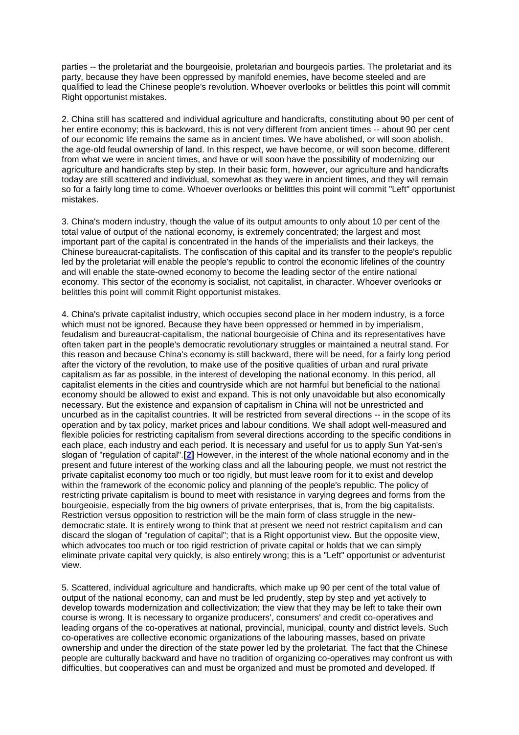parties -- the proletariat and the bourgeoisie, proletarian and bourgeois parties. The proletariat and its party, because they have been oppressed by manifold enemies, have become steeled and are qualified to lead the Chinese people's revolution. Whoever overlooks or belittles this point will commit Right opportunist mistakes.

2. China still has scattered and individual agriculture and handicrafts, constituting about 90 per cent of her entire economy; this is backward, this is not very different from ancient times -- about 90 per cent of our economic life remains the same as in ancient times. We have abolished, or will soon abolish, the age-old feudal ownership of land. In this respect, we have become, or will soon become, different from what we were in ancient times, and have or will soon have the possibility of modernizing our agriculture and handicrafts step by step. In their basic form, however, our agriculture and handicrafts today are still scattered and individual, somewhat as they were in ancient times, and they will remain so for a fairly long time to come. Whoever overlooks or belittles this point will commit "Left" opportunist mistakes.

3. China's modern industry, though the value of its output amounts to only about 10 per cent of the total value of output of the national economy, is extremely concentrated; the largest and most important part of the capital is concentrated in the hands of the imperialists and their lackeys, the Chinese bureaucrat-capitalists. The confiscation of this capital and its transfer to the people's republic led by the proletariat will enable the people's republic to control the economic lifelines of the country and will enable the state-owned economy to become the leading sector of the entire national economy. This sector of the economy is socialist, not capitalist, in character. Whoever overlooks or belittles this point will commit Right opportunist mistakes.

4. China's private capitalist industry, which occupies second place in her modern industry, is a force which must not be ignored. Because they have been oppressed or hemmed in by imperialism, feudalism and bureaucrat-capitalism, the national bourgeoisie of China and its representatives have often taken part in the people's democratic revolutionary struggles or maintained a neutral stand. For this reason and because China's economy is still backward, there will be need, for a fairly long period after the victory of the revolution, to make use of the positive qualities of urban and rural private capitalism as far as possible, in the interest of developing the national economy. In this period, all capitalist elements in the cities and countryside which are not harmful but beneficial to the national economy should be allowed to exist and expand. This is not only unavoidable but also economically necessary. But the existence and expansion of capitalism in China will not be unrestricted and uncurbed as in the capitalist countries. It will be restricted from several directions -- in the scope of its operation and by tax policy, market prices and labour conditions. We shall adopt well-measured and flexible policies for restricting capitalism from several directions according to the specific conditions in each place, each industry and each period. It is necessary and useful for us to apply Sun Yat-sen's slogan of "regulation of capital".[2] However, in the interest of the whole national economy and in the present and future interest of the working class and all the labouring people, we must not restrict the private capitalist economy too much or too rigidly, but must leave room for it to exist and develop within the framework of the economic policy and planning of the people's republic. The policy of restricting private capitalism is bound to meet with resistance in varying degrees and forms from the bourgeoisie, especially from the big owners of private enterprises, that is, from the big capitalists. Restriction versus opposition to restriction will be the main form of class struggle in the new-democratic state. It is entirely wrong to think that at present we need not restrict capitalism and can discard the slogan of "regulation of capital"; that is a Right opportunist view. But the opposite view, which advocates too much or too rigid restriction of private capital or holds that we can simply eliminate private capital very quickly, is also entirely wrong; this is a "Left" opportunist or adventurist view.

5. Scattered, individual agriculture and handicrafts, which make up 90 per cent of the total value of output of the national economy, can and must be led prudently, step by step and yet actively to develop towards modernization and collectivization; the view that they may be left to take their own course is wrong. It is necessary to organize producers', consumers' and credit co-operatives and leading organs of the co-operatives at national, provincial, municipal, county and district levels. Such co-operatives are collective economic organizations of the labouring masses, based on private ownership and under the direction of the state power led by the proletariat. The fact that the Chinese people are culturally backward and have no tradition of organizing co-operatives may confront us with difficulties, but cooperatives can and must be organized and must be promoted and developed. If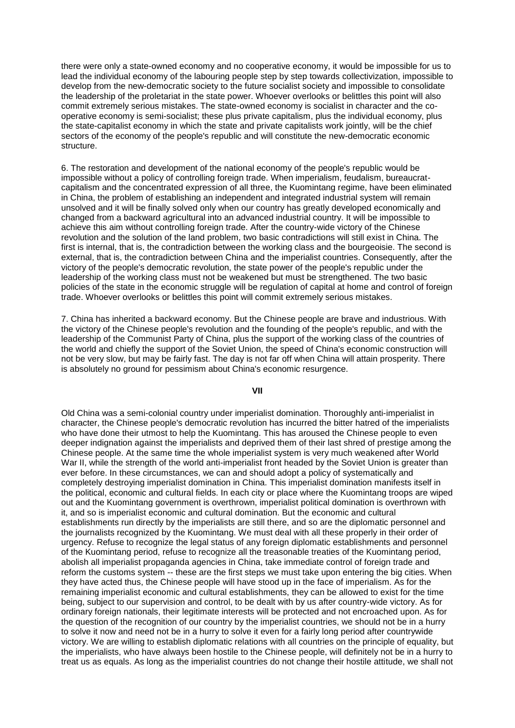there were only a state-owned economy and no cooperative economy, it would be impossible for us to lead the individual economy of the labouring people step by step towards collectivization, impossible to develop from the new-democratic society to the future socialist society and impossible to consolidate the leadership of the proletariat in the state power. Whoever overlooks or belittles this point will also commit extremely serious mistakes. The state-owned economy is socialist in character and the co-operative economy is semi-socialist; these plus private capitalism, plus the individual economy, plus the state-capitalist economy in which the state and private capitalists work jointly, will be the chief sectors of the economy of the people's republic and will constitute the new-democratic economic structure.

6. The restoration and development of the national economy of the people's republic would be impossible without a policy of controlling foreign trade. When imperialism, feudalism, bureaucrat-capitalism and the concentrated expression of all three, the Kuomintang regime, have been eliminated in China, the problem of establishing an independent and integrated industrial system will remain unsolved and it will be finally solved only when our country has greatly developed economically and changed from a backward agricultural into an advanced industrial country. It will be impossible to achieve this aim without controlling foreign trade. After the country-wide victory of the Chinese revolution and the solution of the land problem, two basic contradictions will still exist in China. The first is internal, that is, the contradiction between the working class and the bourgeoisie. The second is external, that is, the contradiction between China and the imperialist countries. Consequently, after the victory of the people's democratic revolution, the state power of the people's republic under the leadership of the working class must not be weakened but must be strengthened. The two basic policies of the state in the economic struggle will be regulation of capital at home and control of foreign trade. Whoever overlooks or belittles this point will commit extremely serious mistakes.

7. China has inherited a backward economy. But the Chinese people are brave and industrious. With the victory of the Chinese people's revolution and the founding of the people's republic, and with the leadership of the Communist Party of China, plus the support of the working class of the countries of the world and chiefly the support of the Soviet Union, the speed of China's economic construction will not be very slow, but may be fairly fast. The day is not far off when China will attain prosperity. There is absolutely no ground for pessimism about China's economic resurgence.

## VII

Old China was a semi-colonial country under imperialist domination. Thoroughly anti-imperialist in character, the Chinese people's democratic revolution has incurred the bitter hatred of the imperialists who have done their utmost to help the Kuomintang. This has aroused the Chinese people to even deeper indignation against the imperialists and deprived them of their last shred of prestige among the Chinese people. At the same time the whole imperialist system is very much weakened after World War II, while the strength of the world anti-imperialist front headed by the Soviet Union is greater than ever before. In these circumstances, we can and should adopt a policy of systematically and completely destroying imperialist domination in China. This imperialist domination manifests itself in the political, economic and cultural fields. In each city or place where the Kuomintang troops are wiped out and the Kuomintang government is overthrown, imperialist political domination is overthrown with it, and so is imperialist economic and cultural domination. But the economic and cultural establishments run directly by the imperialists are still there, and so are the diplomatic personnel and the journalists recognized by the Kuomintang. We must deal with all these properly in their order of urgency. Refuse to recognize the legal status of any foreign diplomatic establishments and personnel of the Kuomintang period, refuse to recognize all the treasonable treaties of the Kuomintang period, abolish all imperialist propaganda agencies in China, take immediate control of foreign trade and reform the customs system -- these are the first steps we must take upon entering the big cities. When they have acted thus, the Chinese people will have stood up in the face of imperialism. As for the remaining imperialist economic and cultural establishments, they can be allowed to exist for the time being, subject to our supervision and control, to be dealt with by us after country-wide victory. As for ordinary foreign nationals, their legitimate interests will be protected and not encroached upon. As for the question of the recognition of our country by the imperialist countries, we should not be in a hurry to solve it now and need not be in a hurry to solve it even for a fairly long period after countrywide victory. We are willing to establish diplomatic relations with all countries on the principle of equality, but the imperialists, who have always been hostile to the Chinese people, will definitely not be in a hurry to treat us as equals. As long as the imperialist countries do not change their hostile attitude, we shall not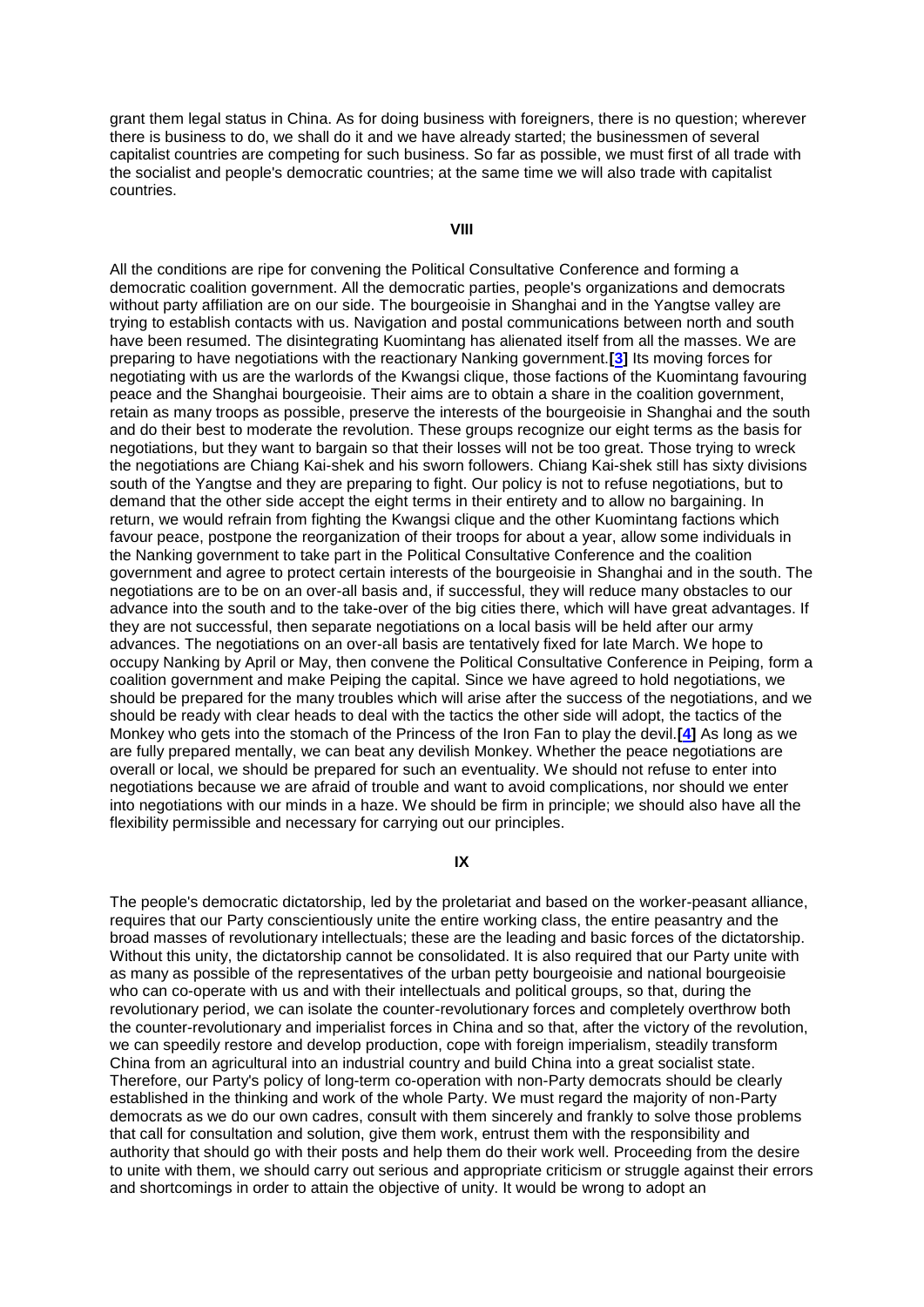grant them legal status in China. As for doing business with foreigners, there is no question; wherever there is business to do, we shall do it and we have already started; the businessmen of several capitalist countries are competing for such business. So far as possible, we must first of all trade with the socialist and people's democratic countries; at the same time we will also trade with capitalist countries.

## VIII

All the conditions are ripe for convening the Political Consultative Conference and forming a democratic coalition government. All the democratic parties, people's organizations and democrats without party affiliation are on our side. The bourgeoisie in Shanghai and in the Yangtse valley are trying to establish contacts with us. Navigation and postal communications between north and south have been resumed. The disintegrating Kuomintang has alienated itself from all the masses. We are preparing to have negotiations with the reactionary Nanking government.[3] Its moving forces for negotiating with us are the warlords of the Kwangsi clique, those factions of the Kuomintang favouring peace and the Shanghai bourgeoisie. Their aims are to obtain a share in the coalition government, retain as many troops as possible, preserve the interests of the bourgeoisie in Shanghai and the south and do their best to moderate the revolution. These groups recognize our eight terms as the basis for negotiations, but they want to bargain so that their losses will not be too great. Those trying to wreck the negotiations are Chiang Kai-shek and his sworn followers. Chiang Kai-shek still has sixty divisions south of the Yangtse and they are preparing to fight. Our policy is not to refuse negotiations, but to demand that the other side accept the eight terms in their entirety and to allow no bargaining. In return, we would refrain from fighting the Kwangsi clique and the other Kuomintang factions which favour peace, postpone the reorganization of their troops for about a year, allow some individuals in the Nanking government to take part in the Political Consultative Conference and the coalition government and agree to protect certain interests of the bourgeoisie in Shanghai and in the south. The negotiations are to be on an over-all basis and, if successful, they will reduce many obstacles to our advance into the south and to the take-over of the big cities there, which will have great advantages. If they are not successful, then separate negotiations on a local basis will be held after our army advances. The negotiations on an over-all basis are tentatively fixed for late March. We hope to occupy Nanking by April or May, then convene the Political Consultative Conference in Peiping, form a coalition government and make Peiping the capital. Since we have agreed to hold negotiations, we should be prepared for the many troubles which will arise after the success of the negotiations, and we should be ready with clear heads to deal with the tactics the other side will adopt, the tactics of the Monkey who gets into the stomach of the Princess of the Iron Fan to play the devil.[4] As long as we are fully prepared mentally, we can beat any devilish Monkey. Whether the peace negotiations are overall or local, we should be prepared for such an eventuality. We should not refuse to enter into negotiations because we are afraid of trouble and want to avoid complications, nor should we enter into negotiations with our minds in a haze. We should be firm in principle; we should also have all the flexibility permissible and necessary for carrying out our principles.

## IX

The people's democratic dictatorship, led by the proletariat and based on the worker-peasant alliance, requires that our Party conscientiously unite the entire working class, the entire peasantry and the broad masses of revolutionary intellectuals; these are the leading and basic forces of the dictatorship. Without this unity, the dictatorship cannot be consolidated. It is also required that our Party unite with as many as possible of the representatives of the urban petty bourgeoisie and national bourgeoisie who can co-operate with us and with their intellectuals and political groups, so that, during the revolutionary period, we can isolate the counter-revolutionary forces and completely overthrow both the counter-revolutionary and imperialist forces in China and so that, after the victory of the revolution, we can speedily restore and develop production, cope with foreign imperialism, steadily transform China from an agricultural into an industrial country and build China into a great socialist state. Therefore, our Party's policy of long-term co-operation with non-Party democrats should be clearly established in the thinking and work of the whole Party. We must regard the majority of non-Party democrats as we do our own cadres, consult with them sincerely and frankly to solve those problems that call for consultation and solution, give them work, entrust them with the responsibility and authority that should go with their posts and help them do their work well. Proceeding from the desire to unite with them, we should carry out serious and appropriate criticism or struggle against their errors and shortcomings in order to attain the objective of unity. It would be wrong to adopt an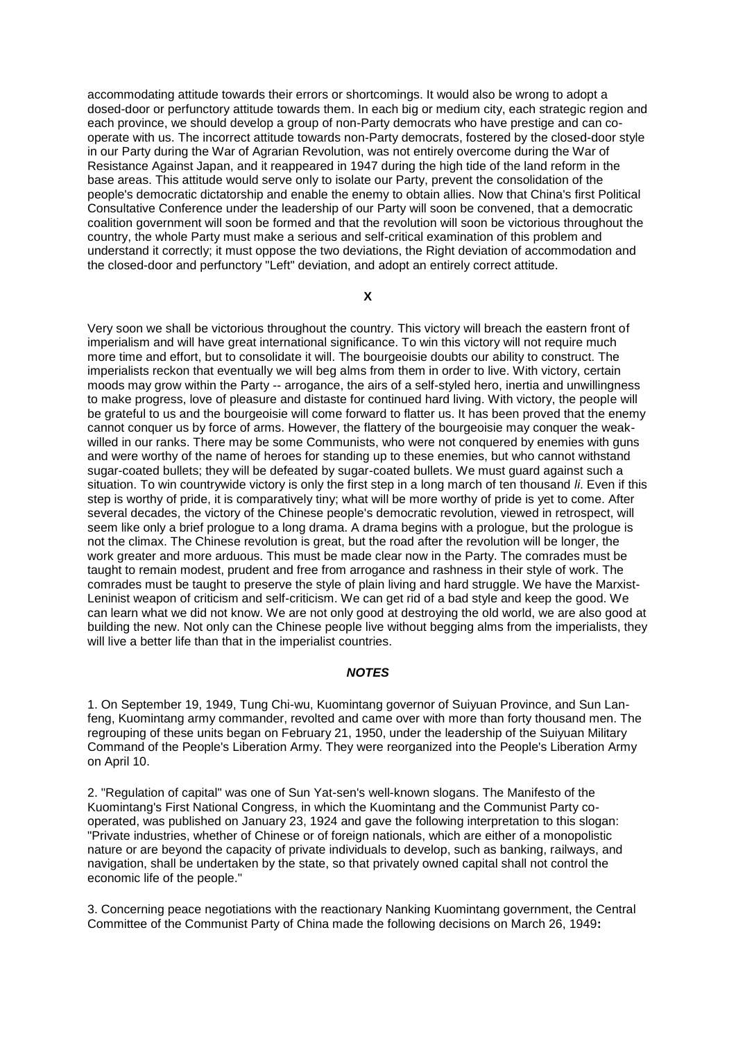accommodating attitude towards their errors or shortcomings. It would also be wrong to adopt a dosed-door or perfunctory attitude towards them. In each big or medium city, each strategic region and each province, we should develop a group of non-Party democrats who have prestige and can co-operate with us. The incorrect attitude towards non-Party democrats, fostered by the closed-door style in our Party during the War of Agrarian Revolution, was not entirely overcome during the War of Resistance Against Japan, and it reappeared in 1947 during the high tide of the land reform in the base areas. This attitude would serve only to isolate our Party, prevent the consolidation of the people's democratic dictatorship and enable the enemy to obtain allies. Now that China's first Political Consultative Conference under the leadership of our Party will soon be convened, that a democratic coalition government will soon be formed and that the revolution will soon be victorious throughout the country, the whole Party must make a serious and self-critical examination of this problem and understand it correctly; it must oppose the two deviations, the Right deviation of accommodation and the closed-door and perfunctory "Left" deviation, and adopt an entirely correct attitude.

## X

Very soon we shall be victorious throughout the country. This victory will breach the eastern front of imperialism and will have great international significance. To win this victory will not require much more time and effort, but to consolidate it will. The bourgeoisie doubts our ability to construct. The imperialists reckon that eventually we will beg alms from them in order to live. With victory, certain moods may grow within the Party -- arrogance, the airs of a self-styled hero, inertia and unwillingness to make progress, love of pleasure and distaste for continued hard living. With victory, the people will be grateful to us and the bourgeoisie will come forward to flatter us. It has been proved that the enemy cannot conquer us by force of arms. However, the flattery of the bourgeoisie may conquer the weak-willed in our ranks. There may be some Communists, who were not conquered by enemies with guns and were worthy of the name of heroes for standing up to these enemies, but who cannot withstand sugar-coated bullets; they will be defeated by sugar-coated bullets. We must guard against such a situation. To win countrywide victory is only the first step in a long march of ten thousand *li*. Even if this step is worthy of pride, it is comparatively tiny; what will be more worthy of pride is yet to come. After several decades, the victory of the Chinese people's democratic revolution, viewed in retrospect, will seem like only a brief prologue to a long drama. A drama begins with a prologue, but the prologue is not the climax. The Chinese revolution is great, but the road after the revolution will be longer, the work greater and more arduous. This must be made clear now in the Party. The comrades must be taught to remain modest, prudent and free from arrogance and rashness in their style of work. The comrades must be taught to preserve the style of plain living and hard struggle. We have the Marxist-Leninist weapon of criticism and self-criticism. We can get rid of a bad style and keep the good. We can learn what we did not know. We are not only good at destroying the old world, we are also good at building the new. Not only can the Chinese people live without begging alms from the imperialists, they will live a better life than that in the imperialist countries.

### *NOTES*

1. On September 19, 1949, Tung Chi-wu, Kuomintang governor of Suiyuan Province, and Sun Lan-feng, Kuomintang army commander, revolted and came over with more than forty thousand men. The regrouping of these units began on February 21, 1950, under the leadership of the Suiyuan Military Command of the People's Liberation Army. They were reorganized into the People's Liberation Army on April 10.

2. "Regulation of capital" was one of Sun Yat-sen's well-known slogans. The Manifesto of the Kuomintang's First National Congress, in which the Kuomintang and the Communist Party co-operated, was published on January 23, 1924 and gave the following interpretation to this slogan: "Private industries, whether of Chinese or of foreign nationals, which are either of a monopolistic nature or are beyond the capacity of private individuals to develop, such as banking, railways, and navigation, shall be undertaken by the state, so that privately owned capital shall not control the economic life of the people."

3. Concerning peace negotiations with the reactionary Nanking Kuomintang government, the Central Committee of the Communist Party of China made the following decisions on March 26, 1949**:**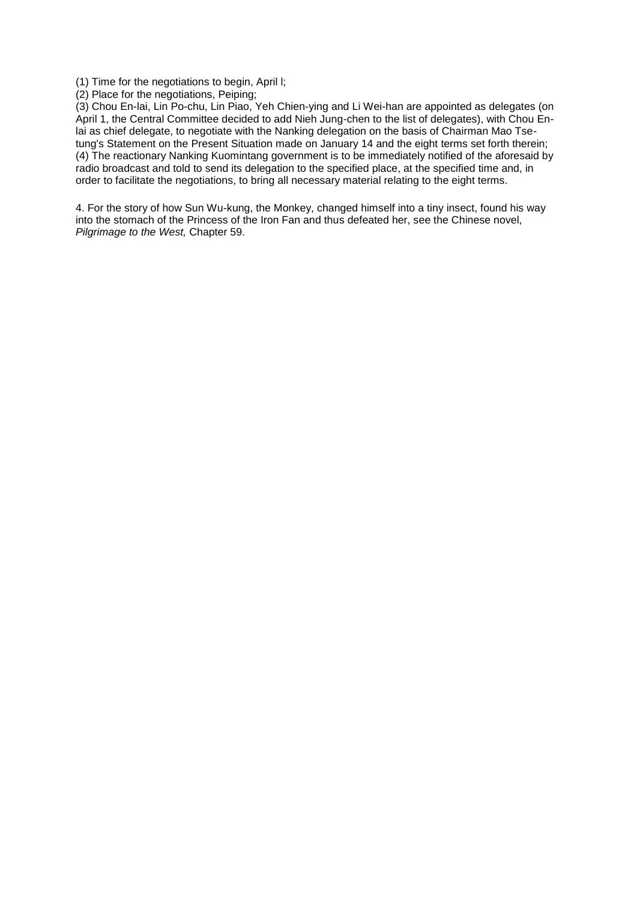(1) Time for the negotiations to begin, April l;

(2) Place for the negotiations, Peiping;

(3) Chou En-lai, Lin Po-chu, Lin Piao, Yeh Chien-ying and Li Wei-han are appointed as delegates (on April 1, the Central Committee decided to add Nieh Jung-chen to the list of delegates), with Chou En-lai as chief delegate, to negotiate with the Nanking delegation on the basis of Chairman Mao Tse-tung's Statement on the Present Situation made on January 14 and the eight terms set forth therein;

(4) The reactionary Nanking Kuomintang government is to be immediately notified of the aforesaid by radio broadcast and told to send its delegation to the specified place, at the specified time and, in order to facilitate the negotiations, to bring all necessary material relating to the eight terms.

4. For the story of how Sun Wu-kung, the Monkey, changed himself into a tiny insect, found his way into the stomach of the Princess of the Iron Fan and thus defeated her, see the Chinese novel, *Pilgrimage to the West,* Chapter 59.